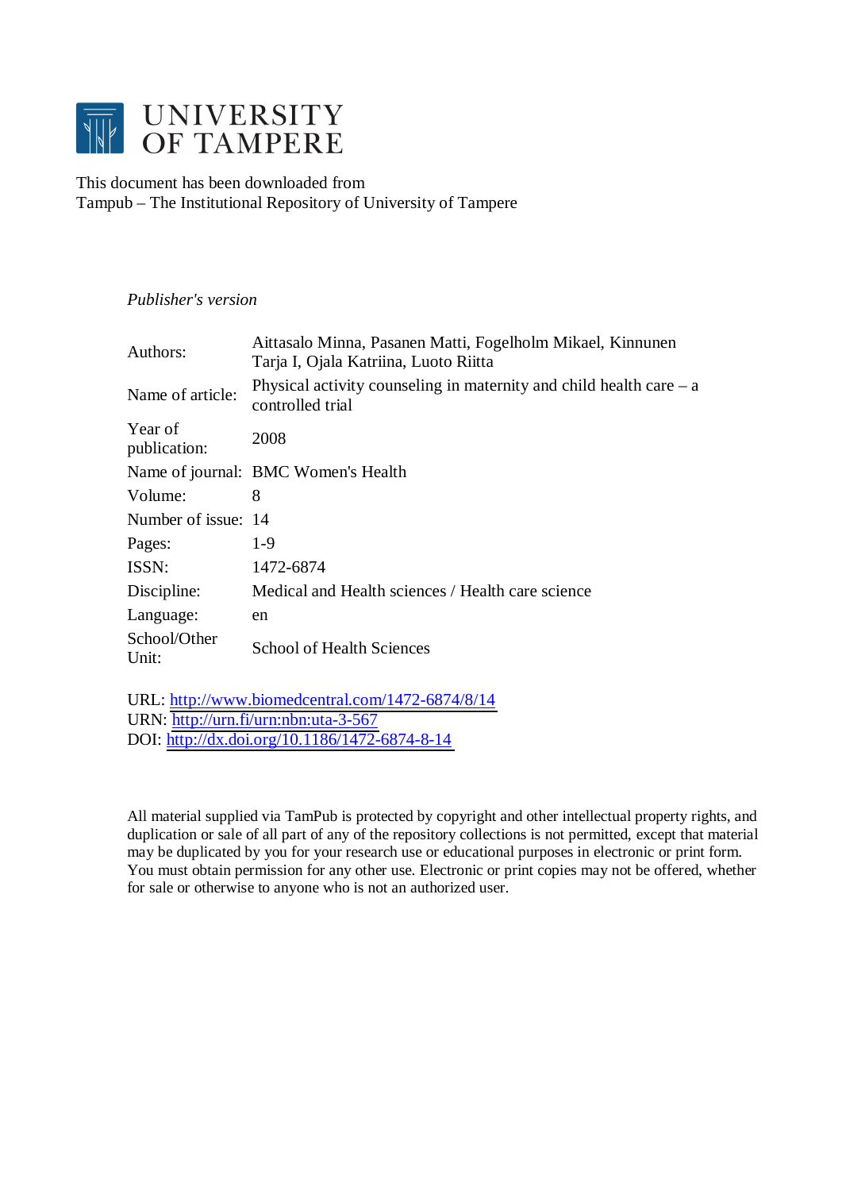# UNIVERSITY OF TAMPERE

This document has been downloaded from
Tampub – The Institutional Repository of University of Tampere

*Publisher's version*

| | |
|---|---|
| Authors: | Aittasalo Minna, Pasanen Matti, Fogelholm Mikael, Kinnunen Tarja I, Ojala Katriina, Luoto Riitta |
| Name of article: | Physical activity counseling in maternity and child health care – a controlled trial |
| Year of publication: | 2008 |
| Name of journal: | BMC Women's Health |
| Volume: | 8 |
| Number of issue: | 14 |
| Pages: | 1-9 |
| ISSN: | 1472-6874 |
| Discipline: | Medical and Health sciences / Health care science |
| Language: | en |
| School/Other Unit: | School of Health Sciences |

URL: http://www.biomedcentral.com/1472-6874/8/14
URN: http://urn.fi/urn:nbn:uta-3-567
DOI: http://dx.doi.org/10.1186/1472-6874-8-14

All material supplied via TamPub is protected by copyright and other intellectual property rights, and duplication or sale of all part of any of the repository collections is not permitted, except that material may be duplicated by you for your research use or educational purposes in electronic or print form. You must obtain permission for any other use. Electronic or print copies may not be offered, whether for sale or otherwise to anyone who is not an authorized user.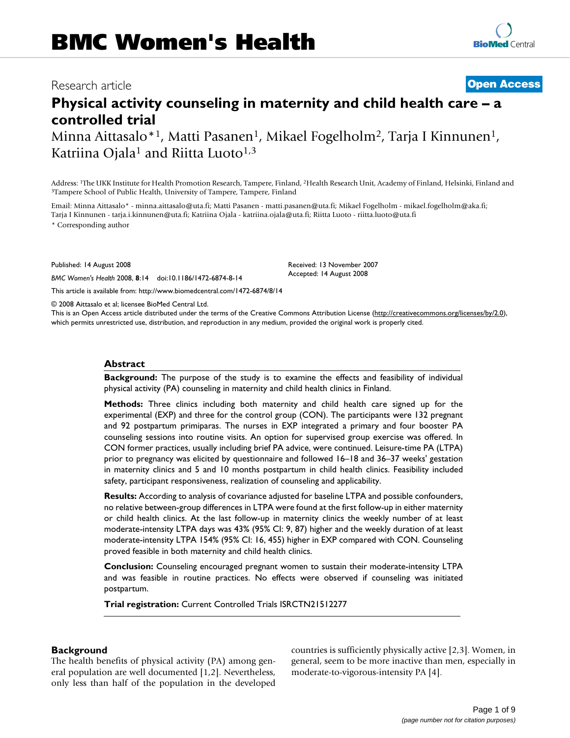# Physical activity counseling in maternity and child health care – a controlled trial

Minna Aittasalo*[1], Matti Pasanen[1], Mikael Fogelholm[2], Tarja I Kinnunen[1], Katriina Ojala[1] and Riitta Luoto[1,3]

Address: [1]The UKK Institute for Health Promotion Research, Tampere, Finland, [2]Health Research Unit, Academy of Finland, Helsinki, Finland and [3]Tampere School of Public Health, University of Tampere, Tampere, Finland

Email: Minna Aittasalo* - minna.aittasalo@uta.fi; Matti Pasanen - matti.pasanen@uta.fi; Mikael Fogelholm - mikael.fogelholm@aka.fi; Tarja I Kinnunen - tarja.i.kinnunen@uta.fi; Katriina Ojala - katriina.ojala@uta.fi; Riitta Luoto - riitta.luoto@uta.fi

* Corresponding author

Published: 14 August 2008

*BMC Women's Health* 2008, **8**:14 doi:10.1186/1472-6874-8-14

Received: 13 November 2007
Accepted: 14 August 2008

This article is available from: http://www.biomedcentral.com/1472-6874/8/14

© 2008 Aittasalo et al; licensee BioMed Central Ltd.

This is an Open Access article distributed under the terms of the Creative Commons Attribution License (http://creativecommons.org/licenses/by/2.0), which permits unrestricted use, distribution, and reproduction in any medium, provided the original work is properly cited.

## Abstract

**Background:** The purpose of the study is to examine the effects and feasibility of individual physical activity (PA) counseling in maternity and child health clinics in Finland.

**Methods:** Three clinics including both maternity and child health care signed up for the experimental (EXP) and three for the control group (CON). The participants were 132 pregnant and 92 postpartum primiparas. The nurses in EXP integrated a primary and four booster PA counseling sessions into routine visits. An option for supervised group exercise was offered. In CON former practices, usually including brief PA advice, were continued. Leisure-time PA (LTPA) prior to pregnancy was elicited by questionnaire and followed 16–18 and 36–37 weeks' gestation in maternity clinics and 5 and 10 months postpartum in child health clinics. Feasibility included safety, participant responsiveness, realization of counseling and applicability.

**Results:** According to analysis of covariance adjusted for baseline LTPA and possible confounders, no relative between-group differences in LTPA were found at the first follow-up in either maternity or child health clinics. At the last follow-up in maternity clinics the weekly number of at least moderate-intensity LTPA days was 43% (95% CI: 9, 87) higher and the weekly duration of at least moderate-intensity LTPA 154% (95% CI: 16, 455) higher in EXP compared with CON. Counseling proved feasible in both maternity and child health clinics.

**Conclusion:** Counseling encouraged pregnant women to sustain their moderate-intensity LTPA and was feasible in routine practices. No effects were observed if counseling was initiated postpartum.

**Trial registration:** Current Controlled Trials ISRCTN21512277

## Background

The health benefits of physical activity (PA) among general population are well documented [1,2]. Nevertheless, only less than half of the population in the developed countries is sufficiently physically active [2,3]. Women, in general, seem to be more inactive than men, especially in moderate-to-vigorous-intensity PA [4].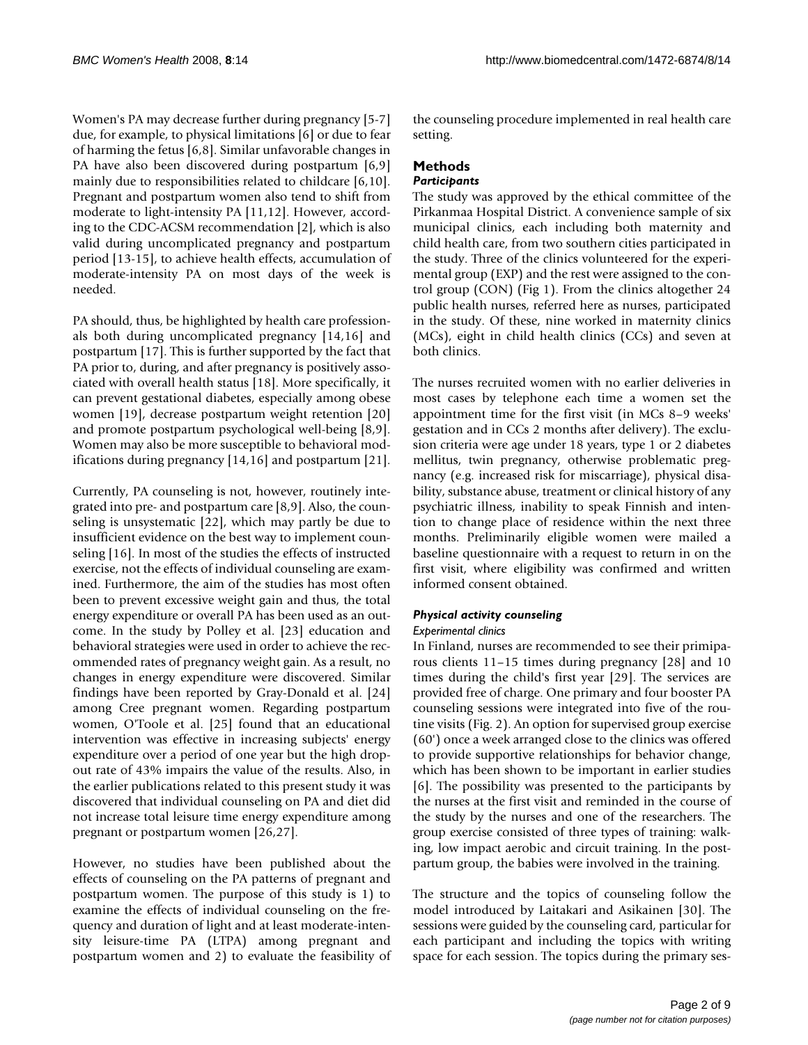Women's PA may decrease further during pregnancy [5-7] due, for example, to physical limitations [6] or due to fear of harming the fetus [6,8]. Similar unfavorable changes in PA have also been discovered during postpartum [6,9] mainly due to responsibilities related to childcare [6,10]. Pregnant and postpartum women also tend to shift from moderate to light-intensity PA [11,12]. However, according to the CDC-ACSM recommendation [2], which is also valid during uncomplicated pregnancy and postpartum period [13-15], to achieve health effects, accumulation of moderate-intensity PA on most days of the week is needed.

PA should, thus, be highlighted by health care professionals both during uncomplicated pregnancy [14,16] and postpartum [17]. This is further supported by the fact that PA prior to, during, and after pregnancy is positively associated with overall health status [18]. More specifically, it can prevent gestational diabetes, especially among obese women [19], decrease postpartum weight retention [20] and promote postpartum psychological well-being [8,9]. Women may also be more susceptible to behavioral modifications during pregnancy [14,16] and postpartum [21].

Currently, PA counseling is not, however, routinely integrated into pre- and postpartum care [8,9]. Also, the counseling is unsystematic [22], which may partly be due to insufficient evidence on the best way to implement counseling [16]. In most of the studies the effects of instructed exercise, not the effects of individual counseling are examined. Furthermore, the aim of the studies has most often been to prevent excessive weight gain and thus, the total energy expenditure or overall PA has been used as an outcome. In the study by Polley et al. [23] education and behavioral strategies were used in order to achieve the recommended rates of pregnancy weight gain. As a result, no changes in energy expenditure were discovered. Similar findings have been reported by Gray-Donald et al. [24] among Cree pregnant women. Regarding postpartum women, O'Toole et al. [25] found that an educational intervention was effective in increasing subjects' energy expenditure over a period of one year but the high dropout rate of 43% impairs the value of the results. Also, in the earlier publications related to this present study it was discovered that individual counseling on PA and diet did not increase total leisure time energy expenditure among pregnant or postpartum women [26,27].

However, no studies have been published about the effects of counseling on the PA patterns of pregnant and postpartum women. The purpose of this study is 1) to examine the effects of individual counseling on the frequency and duration of light and at least moderate-intensity leisure-time PA (LTPA) among pregnant and postpartum women and 2) to evaluate the feasibility of the counseling procedure implemented in real health care setting.

## Methods

### *Participants*

The study was approved by the ethical committee of the Pirkanmaa Hospital District. A convenience sample of six municipal clinics, each including both maternity and child health care, from two southern cities participated in the study. Three of the clinics volunteered for the experimental group (EXP) and the rest were assigned to the control group (CON) (Fig 1). From the clinics altogether 24 public health nurses, referred here as nurses, participated in the study. Of these, nine worked in maternity clinics (MCs), eight in child health clinics (CCs) and seven at both clinics.

The nurses recruited women with no earlier deliveries in most cases by telephone each time a women set the appointment time for the first visit (in MCs 8–9 weeks' gestation and in CCs 2 months after delivery). The exclusion criteria were age under 18 years, type 1 or 2 diabetes mellitus, twin pregnancy, otherwise problematic pregnancy (e.g. increased risk for miscarriage), physical disability, substance abuse, treatment or clinical history of any psychiatric illness, inability to speak Finnish and intention to change place of residence within the next three months. Preliminarily eligible women were mailed a baseline questionnaire with a request to return in on the first visit, where eligibility was confirmed and written informed consent obtained.

### *Physical activity counseling*

#### *Experimental clinics*

In Finland, nurses are recommended to see their primiparous clients 11–15 times during pregnancy [28] and 10 times during the child's first year [29]. The services are provided free of charge. One primary and four booster PA counseling sessions were integrated into five of the routine visits (Fig. 2). An option for supervised group exercise (60') once a week arranged close to the clinics was offered to provide supportive relationships for behavior change, which has been shown to be important in earlier studies [6]. The possibility was presented to the participants by the nurses at the first visit and reminded in the course of the study by the nurses and one of the researchers. The group exercise consisted of three types of training: walking, low impact aerobic and circuit training. In the postpartum group, the babies were involved in the training.

The structure and the topics of counseling follow the model introduced by Laitakari and Asikainen [30]. The sessions were guided by the counseling card, particular for each participant and including the topics with writing space for each session. The topics during the primary ses-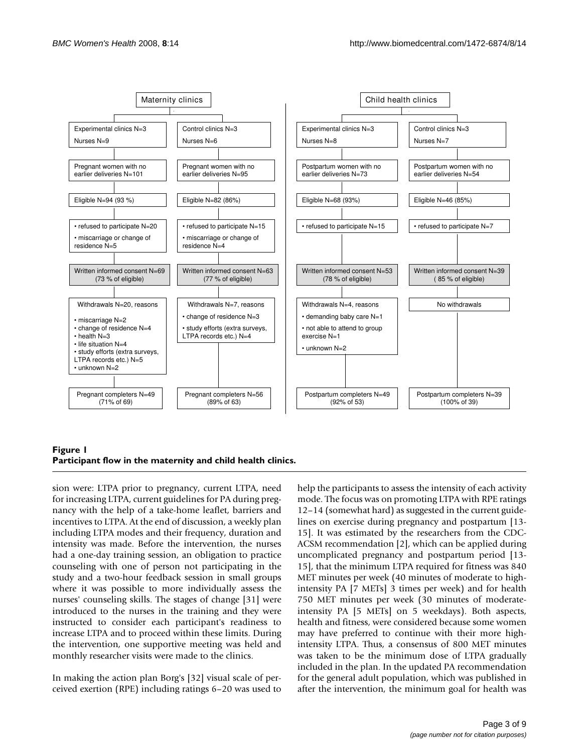**Maternity clinics**

- Experimental clinics N=3; Nurses N=9
  - Pregnant women with no earlier deliveries N=101
  - Eligible N=94 (93 %)
  - • refused to participate N=20
  - • miscarriage or change of residence N=5
  - Written informed consent N=69 (73 % of eligible)
  - Withdrawals N=20, reasons
    - • miscarriage N=2
    - • change of residence N=4
    - • health N=3
    - • life situation N=4
    - • study efforts (extra surveys, LTPA records etc.) N=5
    - • unknown N=2
  - Pregnant completers N=49 (71% of 69)
- Control clinics N=3; Nurses N=6
  - Pregnant women with no earlier deliveries N=95
  - Eligible N=82 (86%)
  - • refused to participate N=15
  - • miscarriage or change of residence N=4
  - Written informed consent N=63 (77 % of eligible)
  - Withdrawals N=7, reasons
    - • change of residence N=3
    - • study efforts (extra surveys, LTPA records etc.) N=4
  - Pregnant completers N=56 (89% of 63)

**Child health clinics**

- Experimental clinics N=3; Nurses N=8
  - Postpartum women with no earlier deliveries N=73
  - Eligible N=68 (93%)
  - • refused to participate N=15
  - Written informed consent N=53 (78 % of eligible)
  - Withdrawals N=4, reasons
    - • demanding baby care N=1
    - • not able to attend to group exercise N=1
    - • unknown N=2
  - Postpartum completers N=49 (92% of 53)
- Control clinics N=3; Nurses N=7
  - Postpartum women with no earlier deliveries N=54
  - Eligible N=46 (85%)
  - • refused to participate N=7
  - Written informed consent N=39 ( 85 % of eligible)
  - No withdrawals
  - Postpartum completers N=39 (100% of 39)

**Figure 1**
**Participant flow in the maternity and child health clinics.**

sion were: LTPA prior to pregnancy, current LTPA, need for increasing LTPA, current guidelines for PA during pregnancy with the help of a take-home leaflet, barriers and incentives to LTPA. At the end of discussion, a weekly plan including LTPA modes and their frequency, duration and intensity was made. Before the intervention, the nurses had a one-day training session, an obligation to practice counseling with one of person not participating in the study and a two-hour feedback session in small groups where it was possible to more individually assess the nurses' counseling skills. The stages of change [31] were introduced to the nurses in the training and they were instructed to consider each participant's readiness to increase LTPA and to proceed within these limits. During the intervention, one supportive meeting was held and monthly researcher visits were made to the clinics.

In making the action plan Borg's [32] visual scale of perceived exertion (RPE) including ratings 6–20 was used to help the participants to assess the intensity of each activity mode. The focus was on promoting LTPA with RPE ratings 12–14 (somewhat hard) as suggested in the current guidelines on exercise during pregnancy and postpartum [13-15]. It was estimated by the researchers from the CDC-ACSM recommendation [2], which can be applied during uncomplicated pregnancy and postpartum period [13-15], that the minimum LTPA required for fitness was 840 MET minutes per week (40 minutes of moderate to high-intensity PA [7 METs] 3 times per week) and for health 750 MET minutes per week (30 minutes of moderate-intensity PA [5 METs] on 5 weekdays). Both aspects, health and fitness, were considered because some women may have preferred to continue with their more high-intensity LTPA. Thus, a consensus of 800 MET minutes was taken to be the minimum dose of LTPA gradually included in the plan. In the updated PA recommendation for the general adult population, which was published in after the intervention, the minimum goal for health was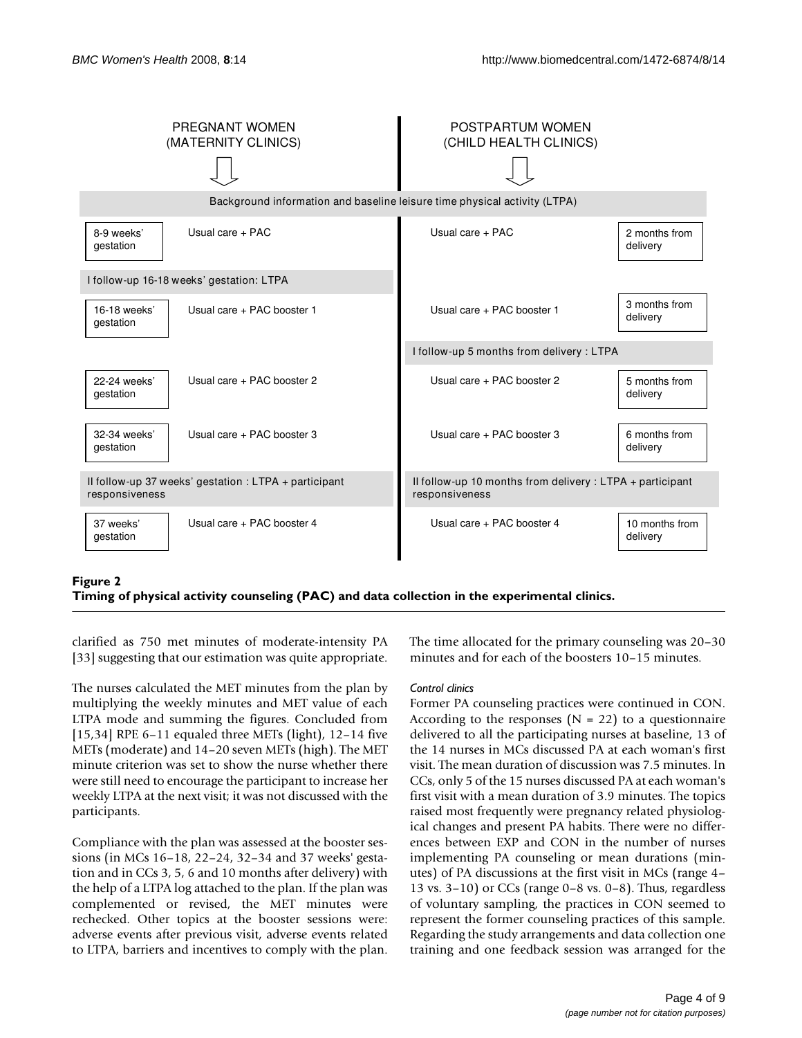| PREGNANT WOMEN (MATERNITY CLINICS) | | POSTPARTUM WOMEN (CHILD HEALTH CLINICS) | |
|---|---|---|---|
| Background information and baseline leisure time physical activity (LTPA) | | | |
| 8-9 weeks' gestation | Usual care + PAC | Usual care + PAC | 2 months from delivery |
| I follow-up 16-18 weeks' gestation: LTPA | | | |
| 16-18 weeks' gestation | Usual care + PAC booster 1 | Usual care + PAC booster 1 | 3 months from delivery |
| | | I follow-up 5 months from delivery : LTPA | |
| 22-24 weeks' gestation | Usual care + PAC booster 2 | Usual care + PAC booster 2 | 5 months from delivery |
| 32-34 weeks' gestation | Usual care + PAC booster 3 | Usual care + PAC booster 3 | 6 months from delivery |
| II follow-up 37 weeks' gestation : LTPA + participant responsiveness | | II follow-up 10 months from delivery : LTPA + participant responsiveness | |
| 37 weeks' gestation | Usual care + PAC booster 4 | Usual care + PAC booster 4 | 10 months from delivery |

**Figure 2**
**Timing of physical activity counseling (PAC) and data collection in the experimental clinics.**

clarified as 750 met minutes of moderate-intensity PA [33] suggesting that our estimation was quite appropriate.

The nurses calculated the MET minutes from the plan by multiplying the weekly minutes and MET value of each LTPA mode and summing the figures. Concluded from [15,34] RPE 6–11 equaled three METs (light), 12–14 five METs (moderate) and 14–20 seven METs (high). The MET minute criterion was set to show the nurse whether there were still need to encourage the participant to increase her weekly LTPA at the next visit; it was not discussed with the participants.

Compliance with the plan was assessed at the booster sessions (in MCs 16–18, 22–24, 32–34 and 37 weeks' gestation and in CCs 3, 5, 6 and 10 months after delivery) with the help of a LTPA log attached to the plan. If the plan was complemented or revised, the MET minutes were rechecked. Other topics at the booster sessions were: adverse events after previous visit, adverse events related to LTPA, barriers and incentives to comply with the plan. The time allocated for the primary counseling was 20–30 minutes and for each of the boosters 10–15 minutes.

#### *Control clinics*

Former PA counseling practices were continued in CON. According to the responses (N = 22) to a questionnaire delivered to all the participating nurses at baseline, 13 of the 14 nurses in MCs discussed PA at each woman's first visit. The mean duration of discussion was 7.5 minutes. In CCs, only 5 of the 15 nurses discussed PA at each woman's first visit with a mean duration of 3.9 minutes. The topics raised most frequently were pregnancy related physiological changes and present PA habits. There were no differences between EXP and CON in the number of nurses implementing PA counseling or mean durations (minutes) of PA discussions at the first visit in MCs (range 4–13 vs. 3–10) or CCs (range 0–8 vs. 0–8). Thus, regardless of voluntary sampling, the practices in CON seemed to represent the former counseling practices of this sample. Regarding the study arrangements and data collection one training and one feedback session was arranged for the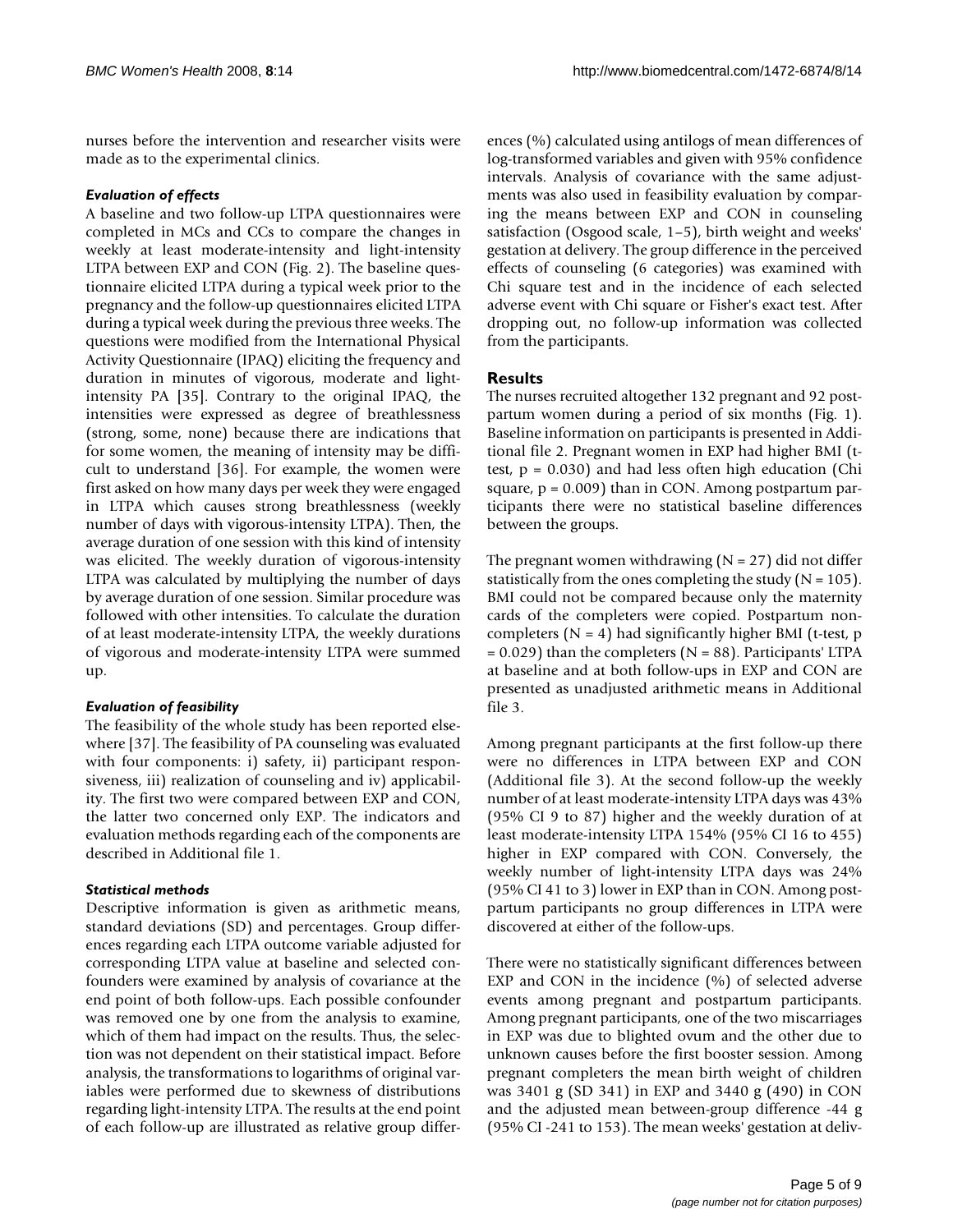nurses before the intervention and researcher visits were made as to the experimental clinics.

### *Evaluation of effects*

A baseline and two follow-up LTPA questionnaires were completed in MCs and CCs to compare the changes in weekly at least moderate-intensity and light-intensity LTPA between EXP and CON (Fig. 2). The baseline questionnaire elicited LTPA during a typical week prior to the pregnancy and the follow-up questionnaires elicited LTPA during a typical week during the previous three weeks. The questions were modified from the International Physical Activity Questionnaire (IPAQ) eliciting the frequency and duration in minutes of vigorous, moderate and light-intensity PA [35]. Contrary to the original IPAQ, the intensities were expressed as degree of breathlessness (strong, some, none) because there are indications that for some women, the meaning of intensity may be difficult to understand [36]. For example, the women were first asked on how many days per week they were engaged in LTPA which causes strong breathlessness (weekly number of days with vigorous-intensity LTPA). Then, the average duration of one session with this kind of intensity was elicited. The weekly duration of vigorous-intensity LTPA was calculated by multiplying the number of days by average duration of one session. Similar procedure was followed with other intensities. To calculate the duration of at least moderate-intensity LTPA, the weekly durations of vigorous and moderate-intensity LTPA were summed up.

### *Evaluation of feasibility*

The feasibility of the whole study has been reported elsewhere [37]. The feasibility of PA counseling was evaluated with four components: i) safety, ii) participant responsiveness, iii) realization of counseling and iv) applicability. The first two were compared between EXP and CON, the latter two concerned only EXP. The indicators and evaluation methods regarding each of the components are described in Additional file 1.

### *Statistical methods*

Descriptive information is given as arithmetic means, standard deviations (SD) and percentages. Group differences regarding each LTPA outcome variable adjusted for corresponding LTPA value at baseline and selected confounders were examined by analysis of covariance at the end point of both follow-ups. Each possible confounder was removed one by one from the analysis to examine, which of them had impact on the results. Thus, the selection was not dependent on their statistical impact. Before analysis, the transformations to logarithms of original variables were performed due to skewness of distributions regarding light-intensity LTPA. The results at the end point of each follow-up are illustrated as relative group differences (%) calculated using antilogs of mean differences of log-transformed variables and given with 95% confidence intervals. Analysis of covariance with the same adjustments was also used in feasibility evaluation by comparing the means between EXP and CON in counseling satisfaction (Osgood scale, 1–5), birth weight and weeks' gestation at delivery. The group difference in the perceived effects of counseling (6 categories) was examined with Chi square test and in the incidence of each selected adverse event with Chi square or Fisher's exact test. After dropping out, no follow-up information was collected from the participants.

## Results

The nurses recruited altogether 132 pregnant and 92 postpartum women during a period of six months (Fig. 1). Baseline information on participants is presented in Additional file 2. Pregnant women in EXP had higher BMI (t-test, $p = 0.030$) and had less often high education (Chi square, $p = 0.009$) than in CON. Among postpartum participants there were no statistical baseline differences between the groups.

The pregnant women withdrawing ($N = 27$) did not differ statistically from the ones completing the study ($N = 105$). BMI could not be compared because only the maternity cards of the completers were copied. Postpartum non-completers ($N = 4$) had significantly higher BMI (t-test, $p = 0.029$) than the completers ($N = 88$). Participants' LTPA at baseline and at both follow-ups in EXP and CON are presented as unadjusted arithmetic means in Additional file 3.

Among pregnant participants at the first follow-up there were no differences in LTPA between EXP and CON (Additional file 3). At the second follow-up the weekly number of at least moderate-intensity LTPA days was 43% (95% CI 9 to 87) higher and the weekly duration of at least moderate-intensity LTPA 154% (95% CI 16 to 455) higher in EXP compared with CON. Conversely, the weekly number of light-intensity LTPA days was 24% (95% CI 41 to 3) lower in EXP than in CON. Among postpartum participants no group differences in LTPA were discovered at either of the follow-ups.

There were no statistically significant differences between EXP and CON in the incidence (%) of selected adverse events among pregnant and postpartum participants. Among pregnant participants, one of the two miscarriages in EXP was due to blighted ovum and the other due to unknown causes before the first booster session. Among pregnant completers the mean birth weight of children was 3401 g (SD 341) in EXP and 3440 g (490) in CON and the adjusted mean between-group difference -44 g (95% CI -241 to 153). The mean weeks' gestation at deliv-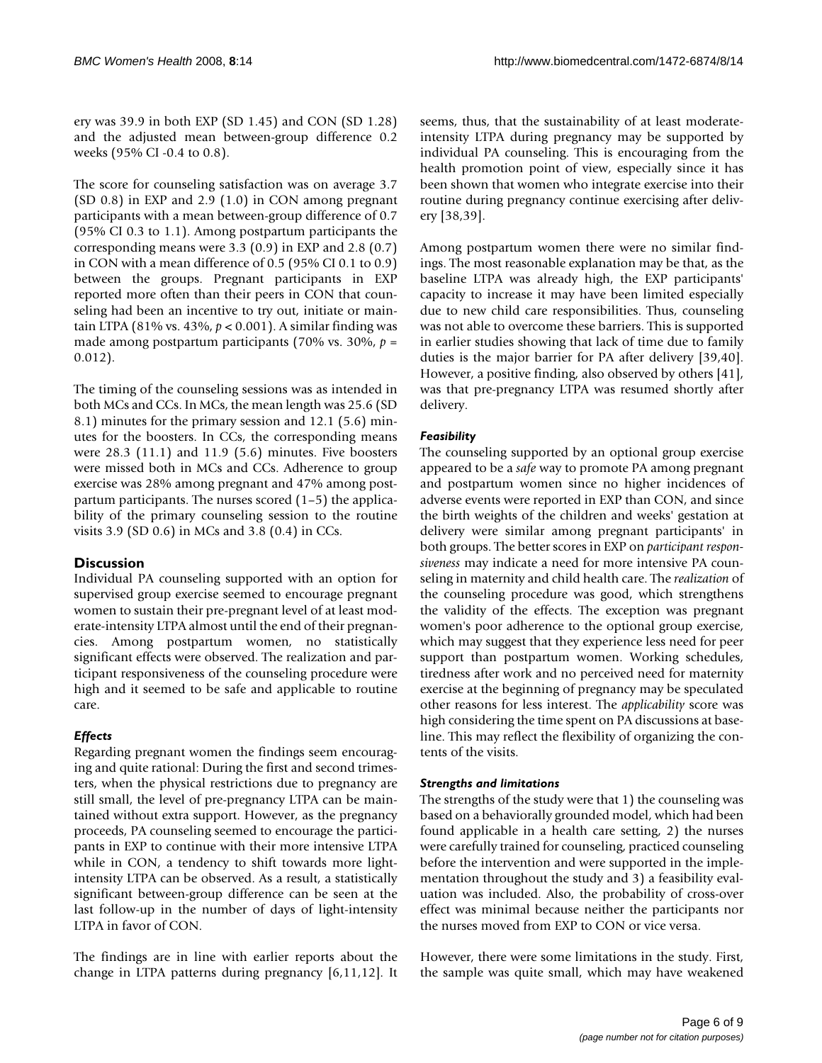ery was 39.9 in both EXP (SD 1.45) and CON (SD 1.28) and the adjusted mean between-group difference 0.2 weeks (95% CI -0.4 to 0.8).

The score for counseling satisfaction was on average 3.7 (SD 0.8) in EXP and 2.9 (1.0) in CON among pregnant participants with a mean between-group difference of 0.7 (95% CI 0.3 to 1.1). Among postpartum participants the corresponding means were 3.3 (0.9) in EXP and 2.8 (0.7) in CON with a mean difference of 0.5 (95% CI 0.1 to 0.9) between the groups. Pregnant participants in EXP reported more often than their peers in CON that counseling had been an incentive to try out, initiate or maintain LTPA (81% vs. 43%, $p < 0.001$). A similar finding was made among postpartum participants (70% vs. 30%, $p = 0.012$).

The timing of the counseling sessions was as intended in both MCs and CCs. In MCs, the mean length was 25.6 (SD 8.1) minutes for the primary session and 12.1 (5.6) minutes for the boosters. In CCs, the corresponding means were 28.3 (11.1) and 11.9 (5.6) minutes. Five boosters were missed both in MCs and CCs. Adherence to group exercise was 28% among pregnant and 47% among postpartum participants. The nurses scored (1–5) the applicability of the primary counseling session to the routine visits 3.9 (SD 0.6) in MCs and 3.8 (0.4) in CCs.

## Discussion

Individual PA counseling supported with an option for supervised group exercise seemed to encourage pregnant women to sustain their pre-pregnant level of at least moderate-intensity LTPA almost until the end of their pregnancies. Among postpartum women, no statistically significant effects were observed. The realization and participant responsiveness of the counseling procedure were high and it seemed to be safe and applicable to routine care.

### Effects

Regarding pregnant women the findings seem encouraging and quite rational: During the first and second trimesters, when the physical restrictions due to pregnancy are still small, the level of pre-pregnancy LTPA can be maintained without extra support. However, as the pregnancy proceeds, PA counseling seemed to encourage the participants in EXP to continue with their more intensive LTPA while in CON, a tendency to shift towards more light-intensity LTPA can be observed. As a result, a statistically significant between-group difference can be seen at the last follow-up in the number of days of light-intensity LTPA in favor of CON.

The findings are in line with earlier reports about the change in LTPA patterns during pregnancy [6,11,12]. It seems, thus, that the sustainability of at least moderate-intensity LTPA during pregnancy may be supported by individual PA counseling. This is encouraging from the health promotion point of view, especially since it has been shown that women who integrate exercise into their routine during pregnancy continue exercising after delivery [38,39].

Among postpartum women there were no similar findings. The most reasonable explanation may be that, as the baseline LTPA was already high, the EXP participants' capacity to increase it may have been limited especially due to new child care responsibilities. Thus, counseling was not able to overcome these barriers. This is supported in earlier studies showing that lack of time due to family duties is the major barrier for PA after delivery [39,40]. However, a positive finding, also observed by others [41], was that pre-pregnancy LTPA was resumed shortly after delivery.

### Feasibility

The counseling supported by an optional group exercise appeared to be a *safe* way to promote PA among pregnant and postpartum women since no higher incidences of adverse events were reported in EXP than CON, and since the birth weights of the children and weeks' gestation at delivery were similar among pregnant participants' in both groups. The better scores in EXP on *participant responsiveness* may indicate a need for more intensive PA counseling in maternity and child health care. The *realization* of the counseling procedure was good, which strengthens the validity of the effects. The exception was pregnant women's poor adherence to the optional group exercise, which may suggest that they experience less need for peer support than postpartum women. Working schedules, tiredness after work and no perceived need for maternity exercise at the beginning of pregnancy may be speculated other reasons for less interest. The *applicability* score was high considering the time spent on PA discussions at baseline. This may reflect the flexibility of organizing the contents of the visits.

### Strengths and limitations

The strengths of the study were that 1) the counseling was based on a behaviorally grounded model, which had been found applicable in a health care setting, 2) the nurses were carefully trained for counseling, practiced counseling before the intervention and were supported in the implementation throughout the study and 3) a feasibility evaluation was included. Also, the probability of cross-over effect was minimal because neither the participants nor the nurses moved from EXP to CON or vice versa.

However, there were some limitations in the study. First, the sample was quite small, which may have weakened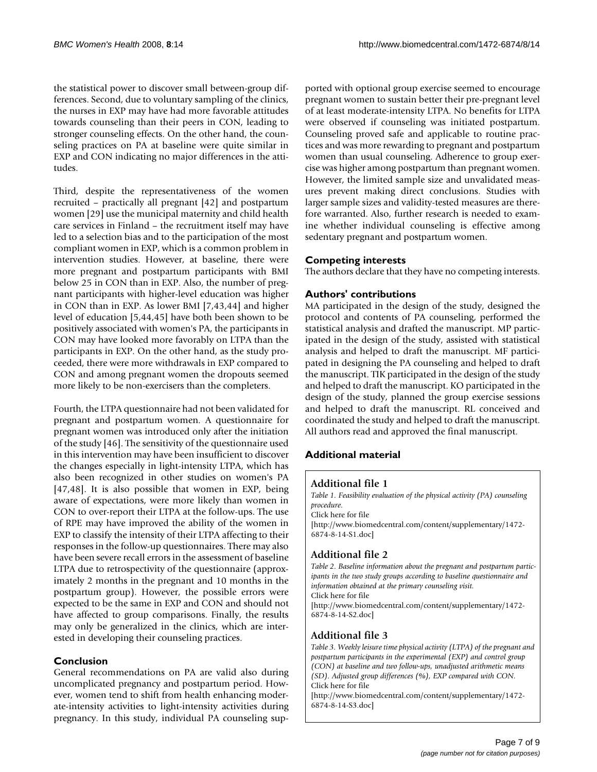the statistical power to discover small between-group differences. Second, due to voluntary sampling of the clinics, the nurses in EXP may have had more favorable attitudes towards counseling than their peers in CON, leading to stronger counseling effects. On the other hand, the counseling practices on PA at baseline were quite similar in EXP and CON indicating no major differences in the attitudes.

Third, despite the representativeness of the women recruited – practically all pregnant [42] and postpartum women [29] use the municipal maternity and child health care services in Finland – the recruitment itself may have led to a selection bias and to the participation of the most compliant women in EXP, which is a common problem in intervention studies. However, at baseline, there were more pregnant and postpartum participants with BMI below 25 in CON than in EXP. Also, the number of pregnant participants with higher-level education was higher in CON than in EXP. As lower BMI [7,43,44] and higher level of education [5,44,45] have both been shown to be positively associated with women's PA, the participants in CON may have looked more favorably on LTPA than the participants in EXP. On the other hand, as the study proceeded, there were more withdrawals in EXP compared to CON and among pregnant women the dropouts seemed more likely to be non-exercisers than the completers.

Fourth, the LTPA questionnaire had not been validated for pregnant and postpartum women. A questionnaire for pregnant women was introduced only after the initiation of the study [46]. The sensitivity of the questionnaire used in this intervention may have been insufficient to discover the changes especially in light-intensity LTPA, which has also been recognized in other studies on women's PA [47,48]. It is also possible that women in EXP, being aware of expectations, were more likely than women in CON to over-report their LTPA at the follow-ups. The use of RPE may have improved the ability of the women in EXP to classify the intensity of their LTPA affecting to their responses in the follow-up questionnaires. There may also have been severe recall errors in the assessment of baseline LTPA due to retrospectivity of the questionnaire (approximately 2 months in the pregnant and 10 months in the postpartum group). However, the possible errors were expected to be the same in EXP and CON and should not have affected to group comparisons. Finally, the results may only be generalized in the clinics, which are interested in developing their counseling practices.

## Conclusion

General recommendations on PA are valid also during uncomplicated pregnancy and postpartum period. However, women tend to shift from health enhancing moderate-intensity activities to light-intensity activities during pregnancy. In this study, individual PA counseling supported with optional group exercise seemed to encourage pregnant women to sustain better their pre-pregnant level of at least moderate-intensity LTPA. No benefits for LTPA were observed if counseling was initiated postpartum. Counseling proved safe and applicable to routine practices and was more rewarding to pregnant and postpartum women than usual counseling. Adherence to group exercise was higher among postpartum than pregnant women. However, the limited sample size and unvalidated measures prevent making direct conclusions. Studies with larger sample sizes and validity-tested measures are therefore warranted. Also, further research is needed to examine whether individual counseling is effective among sedentary pregnant and postpartum women.

## Competing interests

The authors declare that they have no competing interests.

## Authors' contributions

MA participated in the design of the study, designed the protocol and contents of PA counseling, performed the statistical analysis and drafted the manuscript. MP participated in the design of the study, assisted with statistical analysis and helped to draft the manuscript. MF participated in designing the PA counseling and helped to draft the manuscript. TIK participated in the design of the study and helped to draft the manuscript. KO participated in the design of the study, planned the group exercise sessions and helped to draft the manuscript. RL conceived and coordinated the study and helped to draft the manuscript. All authors read and approved the final manuscript.

## Additional material

### Additional file 1

*Table 1. Feasibility evaluation of the physical activity (PA) counseling procedure.*
Click here for file
[http://www.biomedcentral.com/content/supplementary/1472-6874-8-14-S1.doc]

### Additional file 2

*Table 2. Baseline information about the pregnant and postpartum participants in the two study groups according to baseline questionnaire and information obtained at the primary counseling visit.*
Click here for file
[http://www.biomedcentral.com/content/supplementary/1472-6874-8-14-S2.doc]

### Additional file 3

*Table 3. Weekly leisure time physical activity (LTPA) of the pregnant and postpartum participants in the experimental (EXP) and control group (CON) at baseline and two follow-ups, unadjusted arithmetic means (SD). Adjusted group differences (%), EXP compared with CON.*
Click here for file
[http://www.biomedcentral.com/content/supplementary/1472-6874-8-14-S3.doc]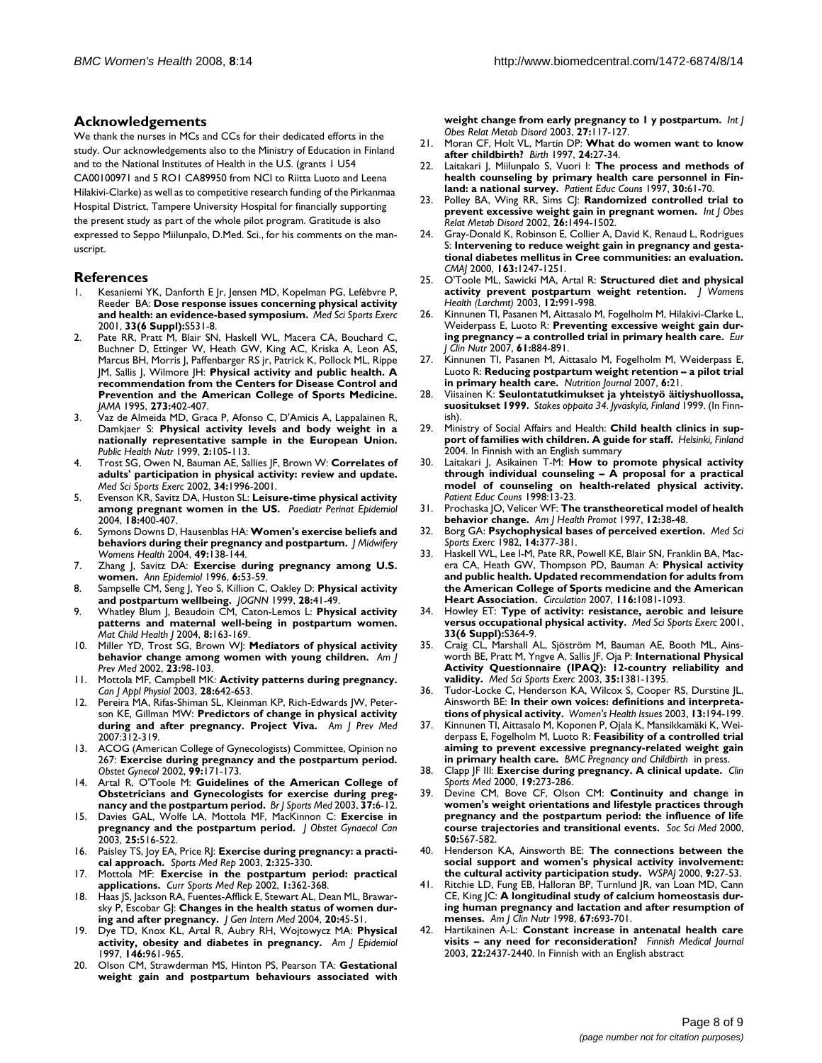## Acknowledgements

We thank the nurses in MCs and CCs for their dedicated efforts in the study. Our acknowledgements also to the Ministry of Education in Finland and to the National Institutes of Health in the U.S. (grants 1 U54 CA00100971 and 5 RO1 CA89950 from NCI to Riitta Luoto and Leena Hilakivi-Clarke) as well as to competitive research funding of the Pirkanmaa Hospital District, Tampere University Hospital for financially supporting the present study as part of the whole pilot program. Gratitude is also expressed to Seppo Miilunpalo, D.Med. Sci., for his comments on the manuscript.

## References

1. Kesaniemi YK, Danforth E Jr, Jensen MD, Kopelman PG, Lefèbvre P, Reeder BA: **Dose response issues concerning physical activity and health: an evidence-based symposium.** *Med Sci Sports Exerc* 2001, **33(6 Suppl):**S531-8.
2. Pate RR, Pratt M, Blair SN, Haskell WL, Macera CA, Bouchard C, Buchner D, Ettinger W, Heath GW, King AC, Kriska A, Leon AS, Marcus BH, Morris J, Paffenbarger RS jr, Patrick K, Pollock ML, Rippe JM, Sallis J, Wilmore JH: **Physical activity and public health. A recommendation from the Centers for Disease Control and Prevention and the American College of Sports Medicine.** *JAMA* 1995, **273:**402-407.
3. Vaz de Almeida MD, Graca P, Afonso C, D'Amicis A, Lappalainen R, Damkjaer S: **Physical activity levels and body weight in a nationally representative sample in the European Union.** *Public Health Nutr* 1999, **2:**105-113.
4. Trost SG, Owen N, Bauman AE, Sallies JF, Brown W: **Correlates of adults' participation in physical activity: review and update.** *Med Sci Sports Exerc* 2002, **34:**1996-2001.
5. Evenson KR, Savitz DA, Huston SL: **Leisure-time physical activity among pregnant women in the US.** *Paediatr Perinat Epidemiol* 2004, **18:**400-407.
6. Symons Downs D, Hausenblas HA: **Women's exercise beliefs and behaviors during their pregnancy and postpartum.** *J Midwifery Womens Health* 2004, **49:**138-144.
7. Zhang J, Savitz DA: **Exercise during pregnancy among U.S. women.** *Ann Epidemiol* 1996, **6:**53-59.
8. Sampselle CM, Seng J, Yeo S, Killion C, Oakley D: **Physical activity and postpartum wellbeing.** *JOGNN* 1999, **28:**41-49.
9. Whatley Blum J, Beaudoin CM, Caton-Lemos L: **Physical activity patterns and maternal well-being in postpartum women.** *Mat Child Health J* 2004, **8:**163-169.
10. Miller YD, Trost SG, Brown WJ: **Mediators of physical activity behavior change among women with young children.** *Am J Prev Med* 2002, **23:**98-103.
11. Mottola MF, Campbell MK: **Activity patterns during pregnancy.** *Can J Appl Physiol* 2003, **28:**642-653.
12. Pereira MA, Rifas-Shiman SL, Kleinman KP, Rich-Edwards JW, Peterson KE, Gillman MW: **Predictors of change in physical activity during and after pregnancy. Project Viva.** *Am J Prev Med* 2007:312-319.
13. ACOG (American College of Gynecologists) Committee, Opinion no 267: **Exercise during pregnancy and the postpartum period.** *Obstet Gynecol* 2002, **99:**171-173.
14. Artal R, O'Toole M: **Guidelines of the American College of Obstetricians and Gynecologists for exercise during pregnancy and the postpartum period.** *Br J Sports Med* 2003, **37:**6-12.
15. Davies GAL, Wolfe LA, Mottola MF, MacKinnon C: **Exercise in pregnancy and the postpartum period.** *J Obstet Gynaecol Can* 2003, **25:**516-522.
16. Paisley TS, Joy EA, Price RJ: **Exercise during pregnancy: a practical approach.** *Sports Med Rep* 2003, **2:**325-330.
17. Mottola MF: **Exercise in the postpartum period: practical applications.** *Curr Sports Med Rep* 2002, **1:**362-368.
18. Haas JS, Jackson RA, Fuentes-Afflick E, Stewart AL, Dean ML, Brawarsky P, Escobar GJ: **Changes in the health status of women during and after pregnancy.** *J Gen Intern Med* 2004, **20:**45-51.
19. Dye TD, Knox KL, Artal R, Aubry RH, Wojtowycz MA: **Physical activity, obesity and diabetes in pregnancy.** *Am J Epidemiol* 1997, **146:**961-965.
20. Olson CM, Strawderman MS, Hinton PS, Pearson TA: **Gestational weight gain and postpartum behaviours associated with weight change from early pregnancy to 1 y postpartum.** *Int J Obes Relat Metab Disord* 2003, **27:**117-127.
21. Moran CF, Holt VL, Martin DP: **What do women want to know after childbirth?** *Birth* 1997, **24:**27-34.
22. Laitakari J, Miilunpalo S, Vuori I: **The process and methods of health counseling by primary health care personnel in Finland: a national survey.** *Patient Educ Couns* 1997, **30:**61-70.
23. Polley BA, Wing RR, Sims CJ: **Randomized controlled trial to prevent excessive weight gain in pregnant women.** *Int J Obes Relat Metab Disord* 2002, **26:**1494-1502.
24. Gray-Donald K, Robinson E, Collier A, David K, Renaud L, Rodrigues S: **Intervening to reduce weight gain in pregnancy and gestational diabetes mellitus in Cree communities: an evaluation.** *CMAJ* 2000, **163:**1247-1251.
25. O'Toole ML, Sawicki MA, Artal R: **Structured diet and physical activity prevent postpartum weight retention.** *J Womens Health (Larchmt)* 2003, **12:**991-998.
26. Kinnunen TI, Pasanen M, Aittasalo M, Fogelholm M, Hilakivi-Clarke L, Weiderpass E, Luoto R: **Preventing excessive weight gain during pregnancy – a controlled trial in primary health care.** *Eur J Clin Nutr* 2007, **61:**884-891.
27. Kinnunen TI, Pasanen M, Aittasalo M, Fogelholm M, Weiderpass E, Luoto R: **Reducing postpartum weight retention – a pilot trial in primary health care.** *Nutrition Journal* 2007, **6:**21.
28. Viisainen K: **Seulontatutkimukset ja yhteistyö äitiyshuollossa, suositukset 1999.** *Stakes oppaita 34. Jyväskylä, Finland* 1999. (In Finnish).
29. Ministry of Social Affairs and Health: **Child health clinics in support of families with children. A guide for staff.** *Helsinki, Finland* 2004. In Finnish with an English summary
30. Laitakari J, Asikainen T-M: **How to promote physical activity through individual counseling – A proposal for a practical model of counseling on health-related physical activity.** *Patient Educ Couns* 1998:13-23.
31. Prochaska JO, Velicer WF: **The transtheoretical model of health behavior change.** *Am J Health Promot* 1997, **12:**38-48.
32. Borg GA: **Psychophysical bases of perceived exertion.** *Med Sci Sports Exerc* 1982, **14:**377-381.
33. Haskell WL, Lee I-M, Pate RR, Powell KE, Blair SN, Franklin BA, Macera CA, Heath GW, Thompson PD, Bauman A: **Physical activity and public health. Updated recommendation for adults from the American College of Sports medicine and the American Heart Association.** *Circulation* 2007, **116:**1081-1093.
34. Howley ET: **Type of activity: resistance, aerobic and leisure versus occupational physical activity.** *Med Sci Sports Exerc* 2001, **33(6 Suppl):**S364-9.
35. Craig CL, Marshall AL, Sjöström M, Bauman AE, Booth ML, Ainsworth BE, Pratt M, Yngve A, Sallis JF, Oja P: **International Physical Activity Questionnaire (IPAQ): 12-country reliability and validity.** *Med Sci Sports Exerc* 2003, **35:**1381-1395.
36. Tudor-Locke C, Henderson KA, Wilcox S, Cooper RS, Durstine JL, Ainsworth BE: **In their own voices: definitions and interpretations of physical activity.** *Women's Health Issues* 2003, **13:**194-199.
37. Kinnunen TI, Aittasalo M, Koponen P, Ojala K, Mansikkamäki K, Weiderpass E, Fogelholm M, Luoto R: **Feasibility of a controlled trial aiming to prevent excessive pregnancy-related weight gain in primary health care.** *BMC Pregnancy and Childbirth* in press.
38. Clapp JF III: **Exercise during pregnancy. A clinical update.** *Clin Sports Med* 2000, **19:**273-286.
39. Devine CM, Bove CF, Olson CM: **Continuity and change in women's weight orientations and lifestyle practices through pregnancy and the postpartum period: the influence of life course trajectories and transitional events.** *Soc Sci Med* 2000, **50:**567-582.
40. Henderson KA, Ainsworth BE: **The connections between the social support and women's physical activity involvement: the cultural activity participation study.** *WSPAJ* 2000, **9:**27-53.
41. Ritchie LD, Fung EB, Halloran BP, Turnlund JR, van Loan MD, Cann CE, King JC: **A longitudinal study of calcium homeostasis during human pregnancy and lactation and after resumption of menses.** *Am J Clin Nutr* 1998, **67:**693-701.
42. Hartikainen A-L: **Constant increase in antenatal health care visits – any need for reconsideration?** *Finnish Medical Journal* 2003, **22:**2437-2440. In Finnish with an English abstract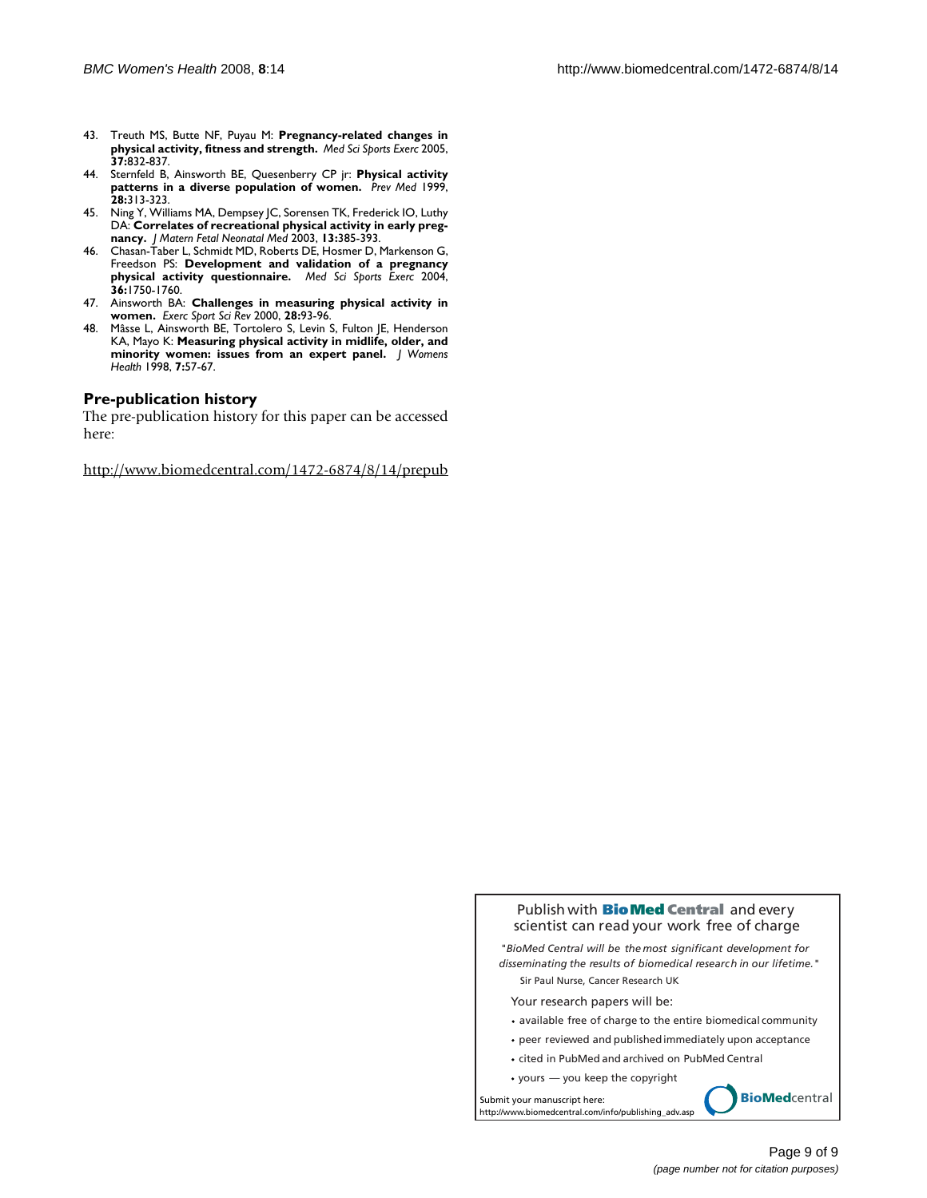43. Treuth MS, Butte NF, Puyau M: **Pregnancy-related changes in physical activity, fitness and strength.** *Med Sci Sports Exerc* 2005, **37:**832-837.
44. Sternfeld B, Ainsworth BE, Quesenberry CP jr: **Physical activity patterns in a diverse population of women.** *Prev Med* 1999, **28:**313-323.
45. Ning Y, Williams MA, Dempsey JC, Sorensen TK, Frederick IO, Luthy DA: **Correlates of recreational physical activity in early pregnancy.** *J Matern Fetal Neonatal Med* 2003, **13:**385-393.
46. Chasan-Taber L, Schmidt MD, Roberts DE, Hosmer D, Markenson G, Freedson PS: **Development and validation of a pregnancy physical activity questionnaire.** *Med Sci Sports Exerc* 2004, **36:**1750-1760.
47. Ainsworth BA: **Challenges in measuring physical activity in women.** *Exerc Sport Sci Rev* 2000, **28:**93-96.
48. Måsse L, Ainsworth BE, Tortolero S, Levin S, Fulton JE, Henderson KA, Mayo K: **Measuring physical activity in midlife, older, and minority women: issues from an expert panel.** *J Womens Health* 1998, **7:**57-67.

## Pre-publication history

The pre-publication history for this paper can be accessed here:

http://www.biomedcentral.com/1472-6874/8/14/prepub

Publish with **BioMed Central** and every scientist can read your work free of charge

*"BioMed Central will be the most significant development for disseminating the results of biomedical research in our lifetime."*

Sir Paul Nurse, Cancer Research UK

Your research papers will be:

- available free of charge to the entire biomedical community
- peer reviewed and published immediately upon acceptance
- cited in PubMed and archived on PubMed Central
- yours — you keep the copyright

Submit your manuscript here:
http://www.biomedcentral.com/info/publishing_adv.asp

**BioMed**central